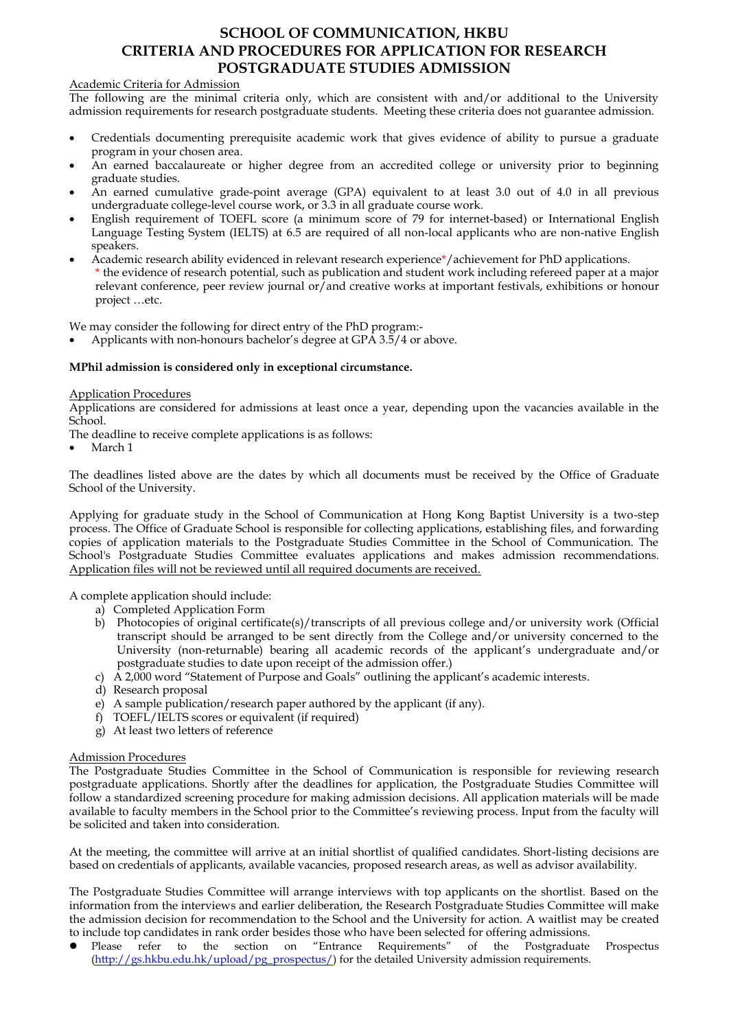# SCHOOL OF COMMUNICATION, HKBU
# CRITERIA AND PROCEDURES FOR APPLICATION FOR RESEARCH POSTGRADUATE STUDIES ADMISSION

<u>Academic Criteria for Admission</u>

The following are the minimal criteria only, which are consistent with and/or additional to the University admission requirements for research postgraduate students. Meeting these criteria does not guarantee admission.

- Credentials documenting prerequisite academic work that gives evidence of ability to pursue a graduate program in your chosen area.
- An earned baccalaureate or higher degree from an accredited college or university prior to beginning graduate studies.
- An earned cumulative grade-point average (GPA) equivalent to at least 3.0 out of 4.0 in all previous undergraduate college-level course work, or 3.3 in all graduate course work.
- English requirement of TOEFL score (a minimum score of 79 for internet-based) or International English Language Testing System (IELTS) at 6.5 are required of all non-local applicants who are non-native English speakers.
- Academic research ability evidenced in relevant research experience*/achievement for PhD applications.
  \* the evidence of research potential, such as publication and student work including refereed paper at a major relevant conference, peer review journal or/and creative works at important festivals, exhibitions or honour project …etc.

We may consider the following for direct entry of the PhD program:-

- Applicants with non-honours bachelor's degree at GPA 3.5/4 or above.

**MPhil admission is considered only in exceptional circumstance.**

<u>Application Procedures</u>

Applications are considered for admissions at least once a year, depending upon the vacancies available in the School.

The deadline to receive complete applications is as follows:

- March 1

The deadlines listed above are the dates by which all documents must be received by the Office of Graduate School of the University.

Applying for graduate study in the School of Communication at Hong Kong Baptist University is a two-step process. The Office of Graduate School is responsible for collecting applications, establishing files, and forwarding copies of application materials to the Postgraduate Studies Committee in the School of Communication. The School's Postgraduate Studies Committee evaluates applications and makes admission recommendations. <u>Application files will not be reviewed until all required documents are received.</u>

A complete application should include:

a) Completed Application Form
b) Photocopies of original certificate(s)/transcripts of all previous college and/or university work (Official transcript should be arranged to be sent directly from the College and/or university concerned to the University (non-returnable) bearing all academic records of the applicant's undergraduate and/or postgraduate studies to date upon receipt of the admission offer.)
c) A 2,000 word "Statement of Purpose and Goals" outlining the applicant's academic interests.
d) Research proposal
e) A sample publication/research paper authored by the applicant (if any).
f) TOEFL/IELTS scores or equivalent (if required)
g) At least two letters of reference

<u>Admission Procedures</u>

The Postgraduate Studies Committee in the School of Communication is responsible for reviewing research postgraduate applications. Shortly after the deadlines for application, the Postgraduate Studies Committee will follow a standardized screening procedure for making admission decisions. All application materials will be made available to faculty members in the School prior to the Committee's reviewing process. Input from the faculty will be solicited and taken into consideration.

At the meeting, the committee will arrive at an initial shortlist of qualified candidates. Short-listing decisions are based on credentials of applicants, available vacancies, proposed research areas, as well as advisor availability.

The Postgraduate Studies Committee will arrange interviews with top applicants on the shortlist. Based on the information from the interviews and earlier deliberation, the Research Postgraduate Studies Committee will make the admission decision for recommendation to the School and the University for action. A waitlist may be created to include top candidates in rank order besides those who have been selected for offering admissions.

- Please refer to the section on "Entrance Requirements" of the Postgraduate Prospectus (http://gs.hkbu.edu.hk/upload/pg_prospectus/) for the detailed University admission requirements.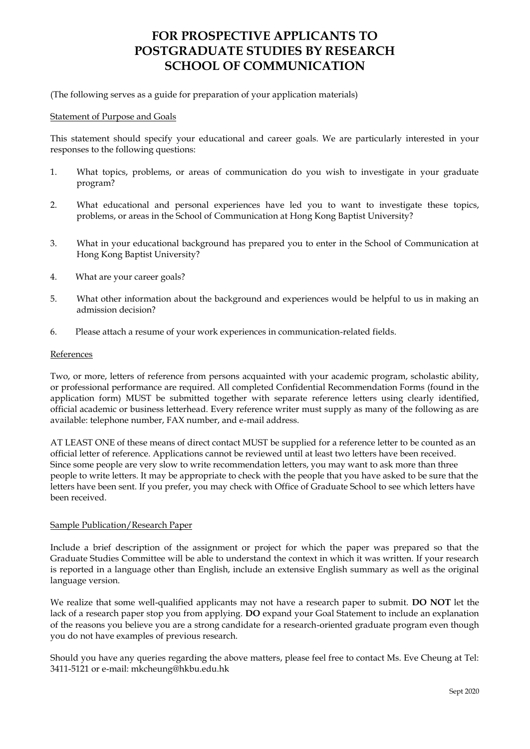# FOR PROSPECTIVE APPLICANTS TO POSTGRADUATE STUDIES BY RESEARCH SCHOOL OF COMMUNICATION

(The following serves as a guide for preparation of your application materials)

Statement of Purpose and Goals

This statement should specify your educational and career goals. We are particularly interested in your responses to the following questions:

1. What topics, problems, or areas of communication do you wish to investigate in your graduate program?
2. What educational and personal experiences have led you to want to investigate these topics, problems, or areas in the School of Communication at Hong Kong Baptist University?
3. What in your educational background has prepared you to enter in the School of Communication at Hong Kong Baptist University?
4. What are your career goals?
5. What other information about the background and experiences would be helpful to us in making an admission decision?
6. Please attach a resume of your work experiences in communication-related fields.

References

Two, or more, letters of reference from persons acquainted with your academic program, scholastic ability, or professional performance are required. All completed Confidential Recommendation Forms (found in the application form) MUST be submitted together with separate reference letters using clearly identified, official academic or business letterhead. Every reference writer must supply as many of the following as are available: telephone number, FAX number, and e-mail address.

AT LEAST ONE of these means of direct contact MUST be supplied for a reference letter to be counted as an official letter of reference. Applications cannot be reviewed until at least two letters have been received. Since some people are very slow to write recommendation letters, you may want to ask more than three people to write letters. It may be appropriate to check with the people that you have asked to be sure that the letters have been sent. If you prefer, you may check with Office of Graduate School to see which letters have been received.

Sample Publication/Research Paper

Include a brief description of the assignment or project for which the paper was prepared so that the Graduate Studies Committee will be able to understand the context in which it was written. If your research is reported in a language other than English, include an extensive English summary as well as the original language version.

We realize that some well-qualified applicants may not have a research paper to submit. **DO NOT** let the lack of a research paper stop you from applying. **DO** expand your Goal Statement to include an explanation of the reasons you believe you are a strong candidate for a research-oriented graduate program even though you do not have examples of previous research.

Should you have any queries regarding the above matters, please feel free to contact Ms. Eve Cheung at Tel: 3411-5121 or e-mail: mkcheung@hkbu.edu.hk

Sept 2020